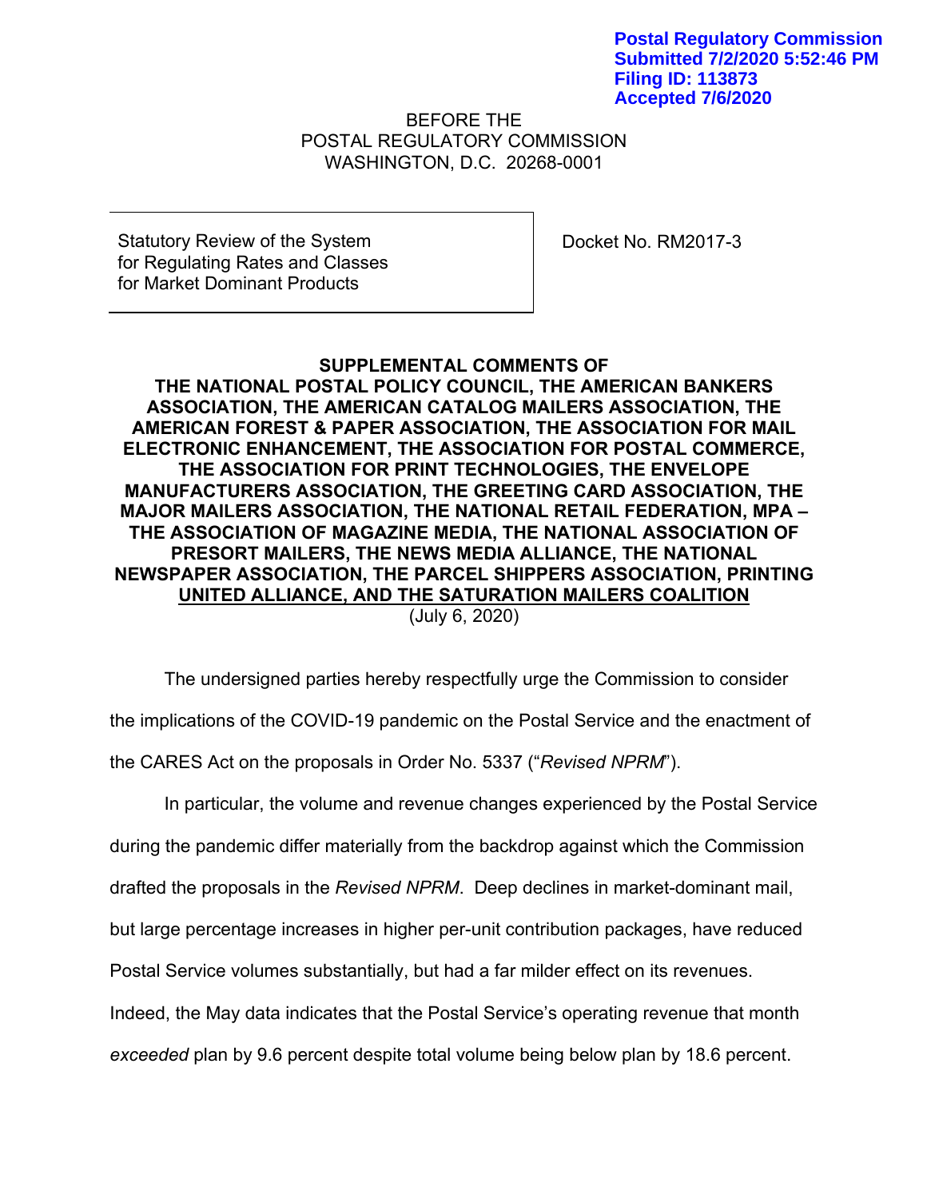**Postal Regulatory Commission**
**Submitted 7/2/2020 5:52:46 PM**
**Filing ID: 113873**
**Accepted 7/6/2020**

BEFORE THE
POSTAL REGULATORY COMMISSION
WASHINGTON, D.C. 20268-0001

| Statutory Review of the System for Regulating Rates and Classes for Market Dominant Products | Docket No. RM2017-3 |
| --- | --- |

**SUPPLEMENTAL COMMENTS OF THE NATIONAL POSTAL POLICY COUNCIL, THE AMERICAN BANKERS ASSOCIATION, THE AMERICAN CATALOG MAILERS ASSOCIATION, THE AMERICAN FOREST & PAPER ASSOCIATION, THE ASSOCIATION FOR MAIL ELECTRONIC ENHANCEMENT, THE ASSOCIATION FOR POSTAL COMMERCE, THE ASSOCIATION FOR PRINT TECHNOLOGIES, THE ENVELOPE MANUFACTURERS ASSOCIATION, THE GREETING CARD ASSOCIATION, THE MAJOR MAILERS ASSOCIATION, THE NATIONAL RETAIL FEDERATION, MPA – THE ASSOCIATION OF MAGAZINE MEDIA, THE NATIONAL ASSOCIATION OF PRESORT MAILERS, THE NEWS MEDIA ALLIANCE, THE NATIONAL NEWSPAPER ASSOCIATION, THE PARCEL SHIPPERS ASSOCIATION, PRINTING UNITED ALLIANCE, AND THE SATURATION MAILERS COALITION**
(July 6, 2020)

The undersigned parties hereby respectfully urge the Commission to consider the implications of the COVID-19 pandemic on the Postal Service and the enactment of the CARES Act on the proposals in Order No. 5337 ("*Revised NPRM*").

In particular, the volume and revenue changes experienced by the Postal Service during the pandemic differ materially from the backdrop against which the Commission drafted the proposals in the *Revised NPRM*. Deep declines in market-dominant mail, but large percentage increases in higher per-unit contribution packages, have reduced Postal Service volumes substantially, but had a far milder effect on its revenues. Indeed, the May data indicates that the Postal Service's operating revenue that month *exceeded* plan by 9.6 percent despite total volume being below plan by 18.6 percent.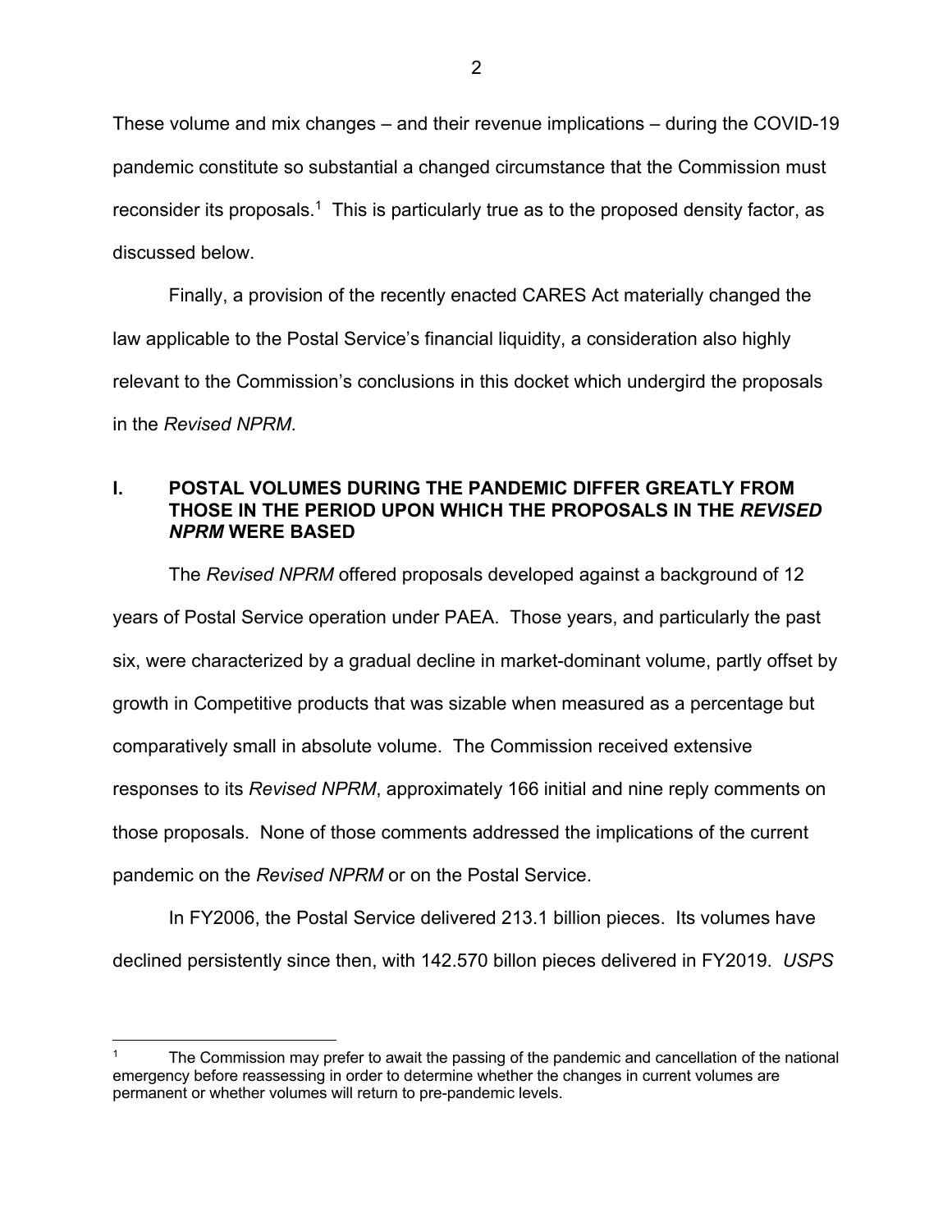These volume and mix changes – and their revenue implications – during the COVID-19 pandemic constitute so substantial a changed circumstance that the Commission must reconsider its proposals.[1] This is particularly true as to the proposed density factor, as discussed below.

Finally, a provision of the recently enacted CARES Act materially changed the law applicable to the Postal Service's financial liquidity, a consideration also highly relevant to the Commission's conclusions in this docket which undergird the proposals in the *Revised NPRM*.

## I. POSTAL VOLUMES DURING THE PANDEMIC DIFFER GREATLY FROM THOSE IN THE PERIOD UPON WHICH THE PROPOSALS IN THE *REVISED NPRM* WERE BASED

The *Revised NPRM* offered proposals developed against a background of 12 years of Postal Service operation under PAEA. Those years, and particularly the past six, were characterized by a gradual decline in market-dominant volume, partly offset by growth in Competitive products that was sizable when measured as a percentage but comparatively small in absolute volume. The Commission received extensive responses to its *Revised NPRM*, approximately 166 initial and nine reply comments on those proposals. None of those comments addressed the implications of the current pandemic on the *Revised NPRM* or on the Postal Service.

In FY2006, the Postal Service delivered 213.1 billion pieces. Its volumes have declined persistently since then, with 142.570 billon pieces delivered in FY2019. *USPS*

---

[1] The Commission may prefer to await the passing of the pandemic and cancellation of the national emergency before reassessing in order to determine whether the changes in current volumes are permanent or whether volumes will return to pre-pandemic levels.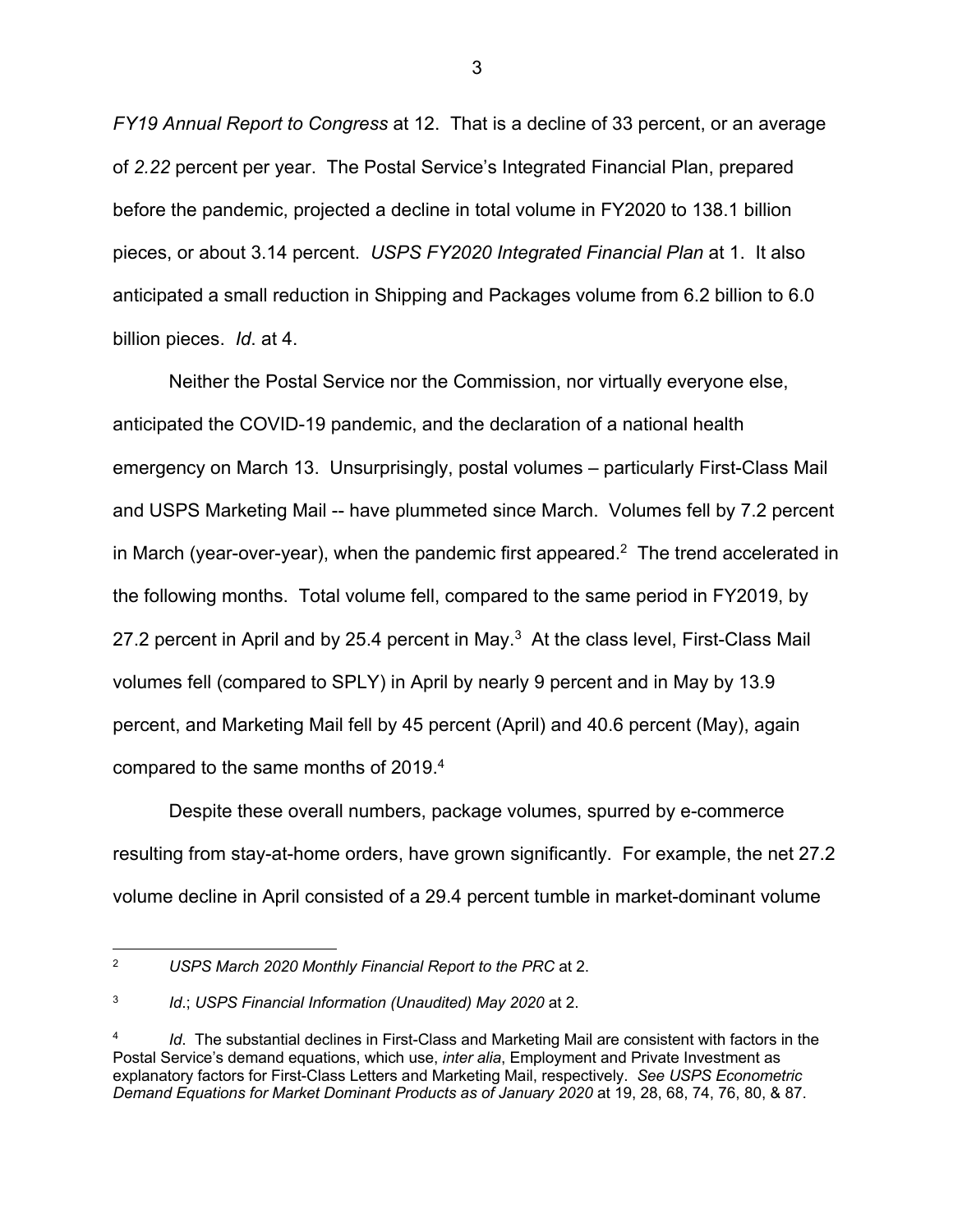*FY19 Annual Report to Congress* at 12. That is a decline of 33 percent, or an average of *2.22* percent per year. The Postal Service's Integrated Financial Plan, prepared before the pandemic, projected a decline in total volume in FY2020 to 138.1 billion pieces, or about 3.14 percent. *USPS FY2020 Integrated Financial Plan* at 1. It also anticipated a small reduction in Shipping and Packages volume from 6.2 billion to 6.0 billion pieces. *Id*. at 4.

Neither the Postal Service nor the Commission, nor virtually everyone else, anticipated the COVID-19 pandemic, and the declaration of a national health emergency on March 13. Unsurprisingly, postal volumes – particularly First-Class Mail and USPS Marketing Mail -- have plummeted since March. Volumes fell by 7.2 percent in March (year-over-year), when the pandemic first appeared.[2] The trend accelerated in the following months. Total volume fell, compared to the same period in FY2019, by 27.2 percent in April and by 25.4 percent in May.[3] At the class level, First-Class Mail volumes fell (compared to SPLY) in April by nearly 9 percent and in May by 13.9 percent, and Marketing Mail fell by 45 percent (April) and 40.6 percent (May), again compared to the same months of 2019.[4]

Despite these overall numbers, package volumes, spurred by e-commerce resulting from stay-at-home orders, have grown significantly. For example, the net 27.2 volume decline in April consisted of a 29.4 percent tumble in market-dominant volume

---

[2] *USPS March 2020 Monthly Financial Report to the PRC* at 2.

[3] *Id*.; *USPS Financial Information (Unaudited) May 2020* at 2.

[4] *Id*. The substantial declines in First-Class and Marketing Mail are consistent with factors in the Postal Service's demand equations, which use, *inter alia*, Employment and Private Investment as explanatory factors for First-Class Letters and Marketing Mail, respectively. *See USPS Econometric Demand Equations for Market Dominant Products as of January 2020* at 19, 28, 68, 74, 76, 80, & 87.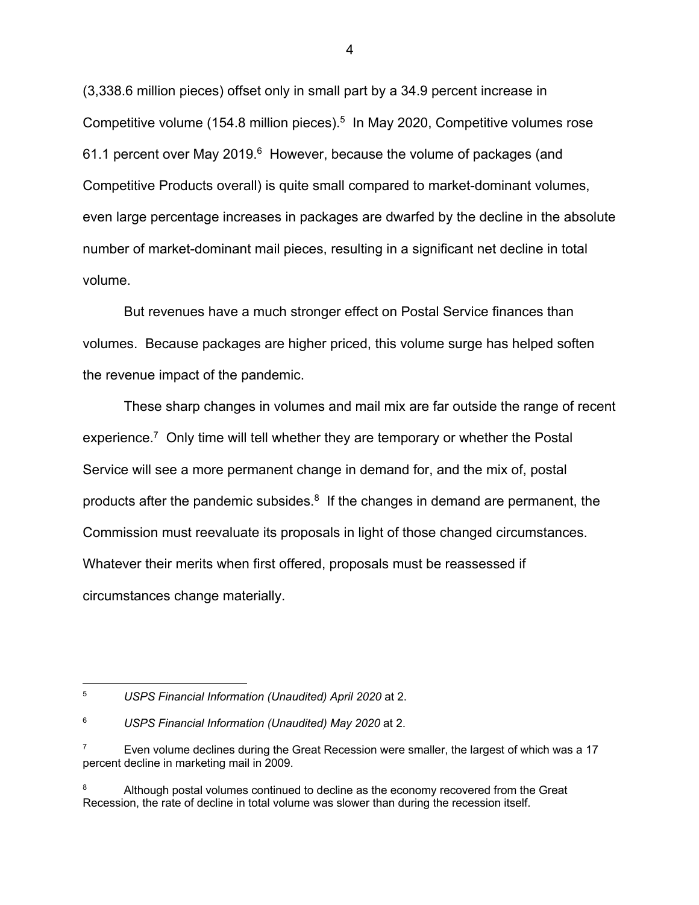(3,338.6 million pieces) offset only in small part by a 34.9 percent increase in Competitive volume (154.8 million pieces).[5] In May 2020, Competitive volumes rose 61.1 percent over May 2019.[6] However, because the volume of packages (and Competitive Products overall) is quite small compared to market-dominant volumes, even large percentage increases in packages are dwarfed by the decline in the absolute number of market-dominant mail pieces, resulting in a significant net decline in total volume.

But revenues have a much stronger effect on Postal Service finances than volumes. Because packages are higher priced, this volume surge has helped soften the revenue impact of the pandemic.

These sharp changes in volumes and mail mix are far outside the range of recent experience.[7] Only time will tell whether they are temporary or whether the Postal Service will see a more permanent change in demand for, and the mix of, postal products after the pandemic subsides.[8] If the changes in demand are permanent, the Commission must reevaluate its proposals in light of those changed circumstances. Whatever their merits when first offered, proposals must be reassessed if circumstances change materially.

---

[5] *USPS Financial Information (Unaudited) April 2020* at 2.

[6] *USPS Financial Information (Unaudited) May 2020* at 2.

[7] Even volume declines during the Great Recession were smaller, the largest of which was a 17 percent decline in marketing mail in 2009.

[8] Although postal volumes continued to decline as the economy recovered from the Great Recession, the rate of decline in total volume was slower than during the recession itself.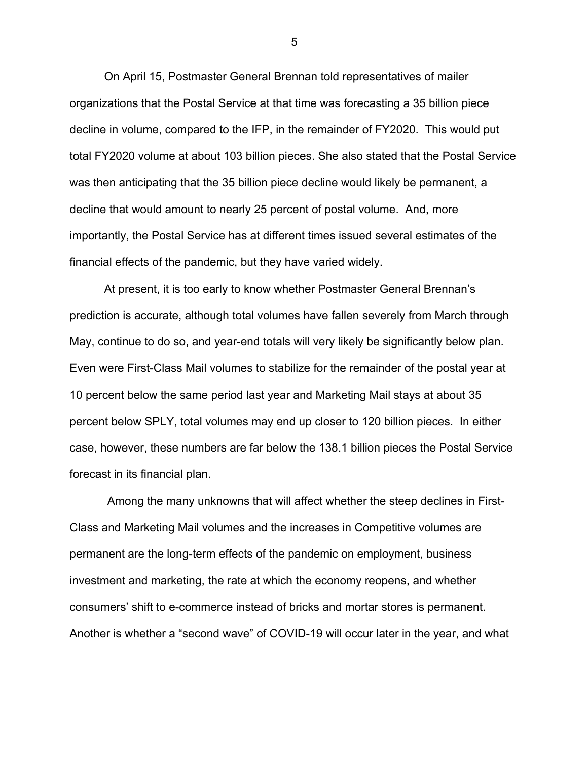On April 15, Postmaster General Brennan told representatives of mailer organizations that the Postal Service at that time was forecasting a 35 billion piece decline in volume, compared to the IFP, in the remainder of FY2020. This would put total FY2020 volume at about 103 billion pieces. She also stated that the Postal Service was then anticipating that the 35 billion piece decline would likely be permanent, a decline that would amount to nearly 25 percent of postal volume. And, more importantly, the Postal Service has at different times issued several estimates of the financial effects of the pandemic, but they have varied widely.

At present, it is too early to know whether Postmaster General Brennan's prediction is accurate, although total volumes have fallen severely from March through May, continue to do so, and year-end totals will very likely be significantly below plan. Even were First-Class Mail volumes to stabilize for the remainder of the postal year at 10 percent below the same period last year and Marketing Mail stays at about 35 percent below SPLY, total volumes may end up closer to 120 billion pieces. In either case, however, these numbers are far below the 138.1 billion pieces the Postal Service forecast in its financial plan.

Among the many unknowns that will affect whether the steep declines in First-Class and Marketing Mail volumes and the increases in Competitive volumes are permanent are the long-term effects of the pandemic on employment, business investment and marketing, the rate at which the economy reopens, and whether consumers' shift to e-commerce instead of bricks and mortar stores is permanent. Another is whether a "second wave" of COVID-19 will occur later in the year, and what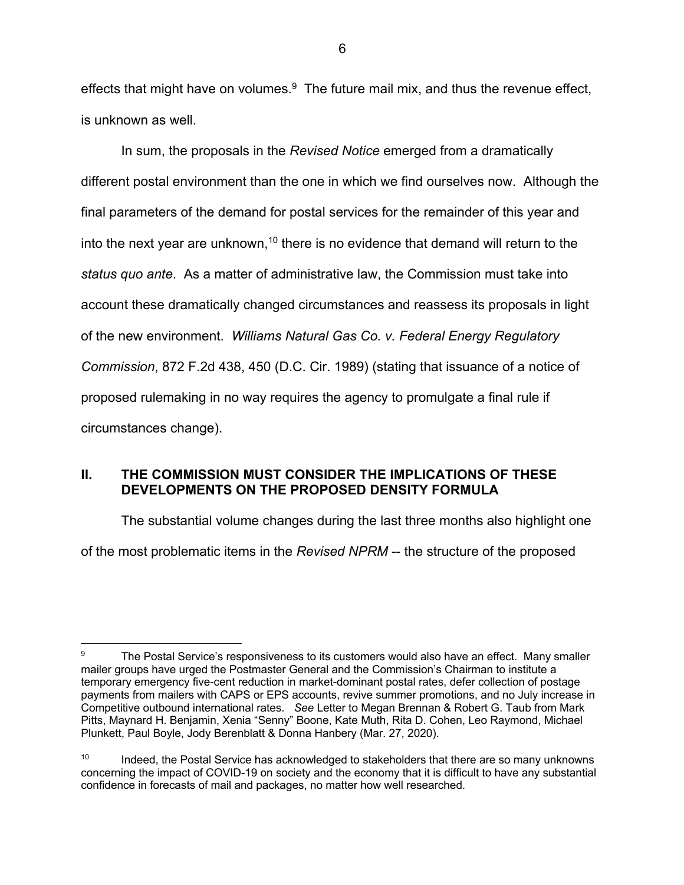effects that might have on volumes.[9] The future mail mix, and thus the revenue effect, is unknown as well.

In sum, the proposals in the *Revised Notice* emerged from a dramatically different postal environment than the one in which we find ourselves now. Although the final parameters of the demand for postal services for the remainder of this year and into the next year are unknown,[10] there is no evidence that demand will return to the *status quo ante*. As a matter of administrative law, the Commission must take into account these dramatically changed circumstances and reassess its proposals in light of the new environment. *Williams Natural Gas Co. v. Federal Energy Regulatory Commission*, 872 F.2d 438, 450 (D.C. Cir. 1989) (stating that issuance of a notice of proposed rulemaking in no way requires the agency to promulgate a final rule if circumstances change).

## II. THE COMMISSION MUST CONSIDER THE IMPLICATIONS OF THESE DEVELOPMENTS ON THE PROPOSED DENSITY FORMULA

The substantial volume changes during the last three months also highlight one of the most problematic items in the *Revised NPRM* -- the structure of the proposed

---

[9] The Postal Service's responsiveness to its customers would also have an effect. Many smaller mailer groups have urged the Postmaster General and the Commission's Chairman to institute a temporary emergency five-cent reduction in market-dominant postal rates, defer collection of postage payments from mailers with CAPS or EPS accounts, revive summer promotions, and no July increase in Competitive outbound international rates. *See* Letter to Megan Brennan & Robert G. Taub from Mark Pitts, Maynard H. Benjamin, Xenia "Senny" Boone, Kate Muth, Rita D. Cohen, Leo Raymond, Michael Plunkett, Paul Boyle, Jody Berenblatt & Donna Hanbery (Mar. 27, 2020).

[10] Indeed, the Postal Service has acknowledged to stakeholders that there are so many unknowns concerning the impact of COVID-19 on society and the economy that it is difficult to have any substantial confidence in forecasts of mail and packages, no matter how well researched.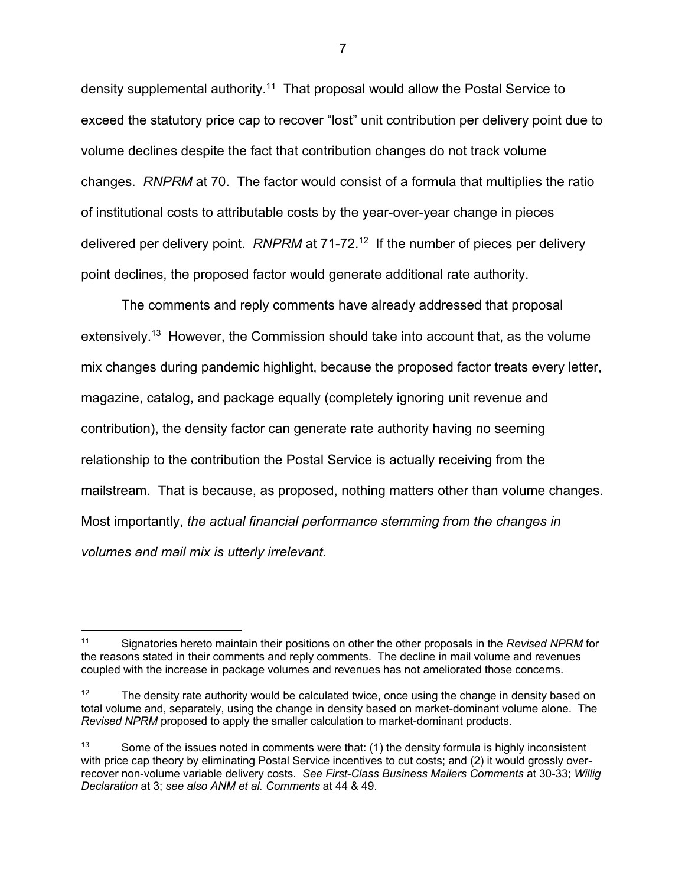density supplemental authority.[11] That proposal would allow the Postal Service to exceed the statutory price cap to recover "lost" unit contribution per delivery point due to volume declines despite the fact that contribution changes do not track volume changes. *RNPRM* at 70. The factor would consist of a formula that multiplies the ratio of institutional costs to attributable costs by the year-over-year change in pieces delivered per delivery point. *RNPRM* at 71-72.[12] If the number of pieces per delivery point declines, the proposed factor would generate additional rate authority.

The comments and reply comments have already addressed that proposal extensively.[13] However, the Commission should take into account that, as the volume mix changes during pandemic highlight, because the proposed factor treats every letter, magazine, catalog, and package equally (completely ignoring unit revenue and contribution), the density factor can generate rate authority having no seeming relationship to the contribution the Postal Service is actually receiving from the mailstream. That is because, as proposed, nothing matters other than volume changes. Most importantly, *the actual financial performance stemming from the changes in volumes and mail mix is utterly irrelevant*.

---

[11] Signatories hereto maintain their positions on other the other proposals in the *Revised NPRM* for the reasons stated in their comments and reply comments. The decline in mail volume and revenues coupled with the increase in package volumes and revenues has not ameliorated those concerns.

[12] The density rate authority would be calculated twice, once using the change in density based on total volume and, separately, using the change in density based on market-dominant volume alone. The *Revised NPRM* proposed to apply the smaller calculation to market-dominant products.

[13] Some of the issues noted in comments were that: (1) the density formula is highly inconsistent with price cap theory by eliminating Postal Service incentives to cut costs; and (2) it would grossly over-recover non-volume variable delivery costs. *See First-Class Business Mailers Comments* at 30-33; *Willig Declaration* at 3; *see also ANM et al. Comments* at 44 & 49.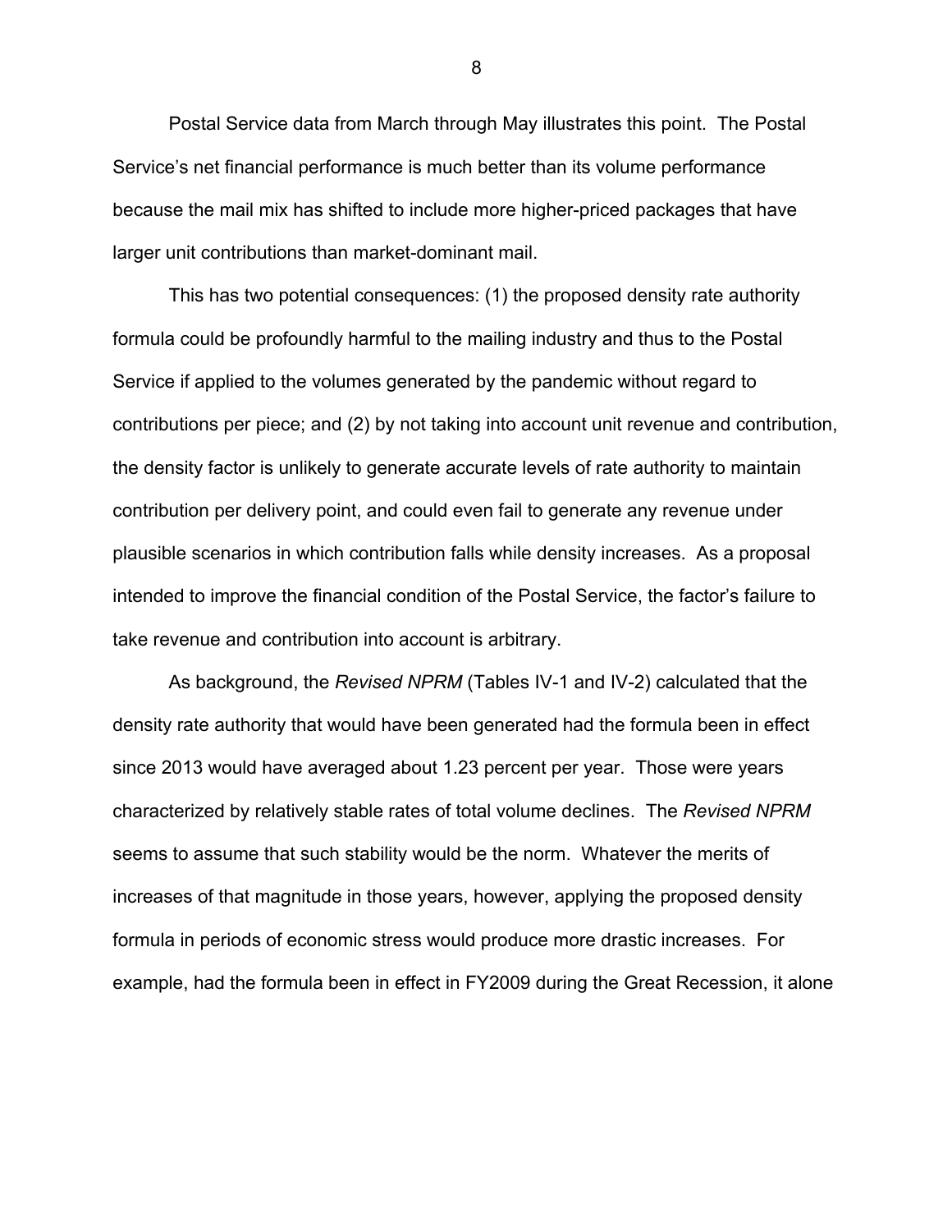Postal Service data from March through May illustrates this point. The Postal Service's net financial performance is much better than its volume performance because the mail mix has shifted to include more higher-priced packages that have larger unit contributions than market-dominant mail.

This has two potential consequences: (1) the proposed density rate authority formula could be profoundly harmful to the mailing industry and thus to the Postal Service if applied to the volumes generated by the pandemic without regard to contributions per piece; and (2) by not taking into account unit revenue and contribution, the density factor is unlikely to generate accurate levels of rate authority to maintain contribution per delivery point, and could even fail to generate any revenue under plausible scenarios in which contribution falls while density increases. As a proposal intended to improve the financial condition of the Postal Service, the factor's failure to take revenue and contribution into account is arbitrary.

As background, the *Revised NPRM* (Tables IV-1 and IV-2) calculated that the density rate authority that would have been generated had the formula been in effect since 2013 would have averaged about 1.23 percent per year. Those were years characterized by relatively stable rates of total volume declines. The *Revised NPRM* seems to assume that such stability would be the norm. Whatever the merits of increases of that magnitude in those years, however, applying the proposed density formula in periods of economic stress would produce more drastic increases. For example, had the formula been in effect in FY2009 during the Great Recession, it alone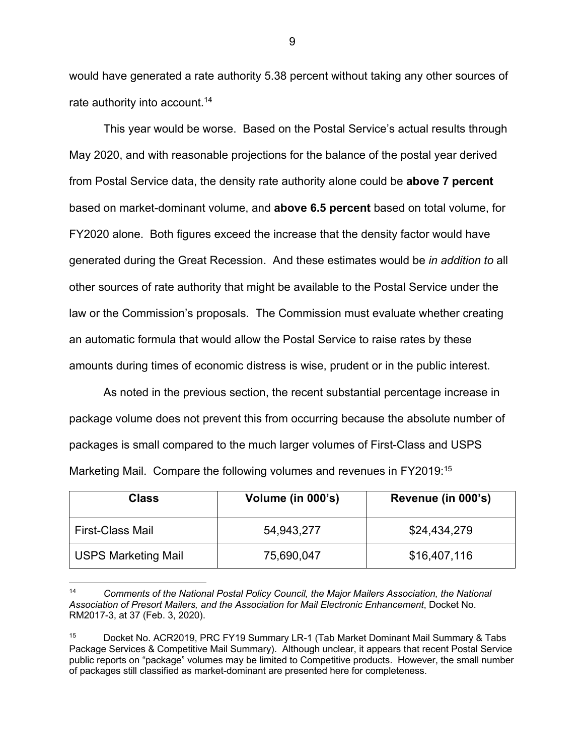would have generated a rate authority 5.38 percent without taking any other sources of rate authority into account.[14]

This year would be worse. Based on the Postal Service's actual results through May 2020, and with reasonable projections for the balance of the postal year derived from Postal Service data, the density rate authority alone could be **above 7 percent** based on market-dominant volume, and **above 6.5 percent** based on total volume, for FY2020 alone. Both figures exceed the increase that the density factor would have generated during the Great Recession. And these estimates would be *in addition to* all other sources of rate authority that might be available to the Postal Service under the law or the Commission's proposals. The Commission must evaluate whether creating an automatic formula that would allow the Postal Service to raise rates by these amounts during times of economic distress is wise, prudent or in the public interest.

As noted in the previous section, the recent substantial percentage increase in package volume does not prevent this from occurring because the absolute number of packages is small compared to the much larger volumes of First-Class and USPS Marketing Mail. Compare the following volumes and revenues in FY2019:[15]

| Class | Volume (in 000's) | Revenue (in 000's) |
|---|---|---|
| First-Class Mail | 54,943,277 | $24,434,279 |
| USPS Marketing Mail | 75,690,047 | $16,407,116 |

---

[14] *Comments of the National Postal Policy Council, the Major Mailers Association, the National Association of Presort Mailers, and the Association for Mail Electronic Enhancement*, Docket No. RM2017-3, at 37 (Feb. 3, 2020).

[15] Docket No. ACR2019, PRC FY19 Summary LR-1 (Tab Market Dominant Mail Summary & Tabs Package Services & Competitive Mail Summary). Although unclear, it appears that recent Postal Service public reports on "package" volumes may be limited to Competitive products. However, the small number of packages still classified as market-dominant are presented here for completeness.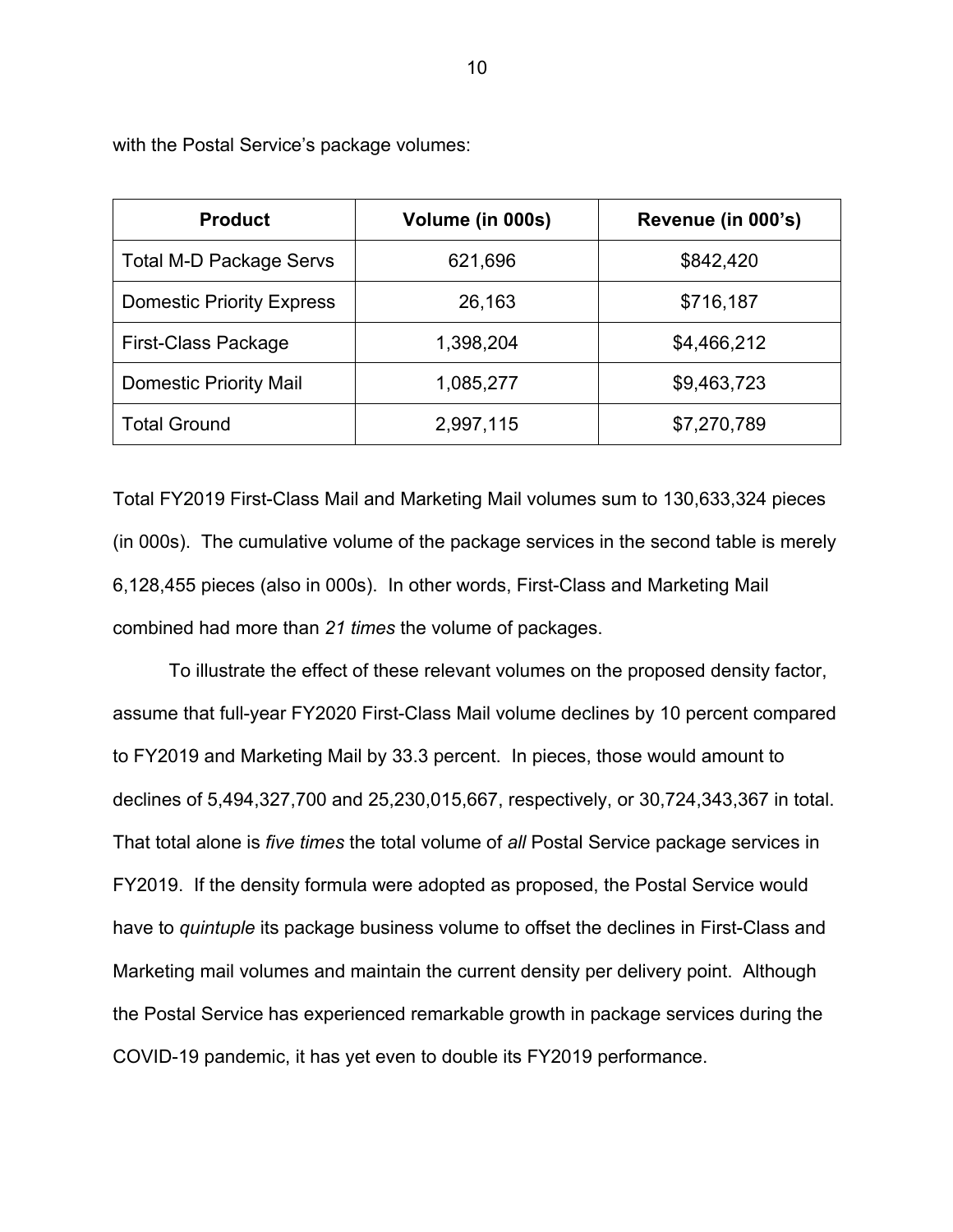with the Postal Service's package volumes:

| Product | Volume (in 000s) | Revenue (in 000's) |
|---|---|---|
| Total M-D Package Servs | 621,696 | $842,420 |
| Domestic Priority Express | 26,163 | $716,187 |
| First-Class Package | 1,398,204 | $4,466,212 |
| Domestic Priority Mail | 1,085,277 | $9,463,723 |
| Total Ground | 2,997,115 | $7,270,789 |

Total FY2019 First-Class Mail and Marketing Mail volumes sum to 130,633,324 pieces (in 000s). The cumulative volume of the package services in the second table is merely 6,128,455 pieces (also in 000s). In other words, First-Class and Marketing Mail combined had more than *21 times* the volume of packages.

To illustrate the effect of these relevant volumes on the proposed density factor, assume that full-year FY2020 First-Class Mail volume declines by 10 percent compared to FY2019 and Marketing Mail by 33.3 percent. In pieces, those would amount to declines of 5,494,327,700 and 25,230,015,667, respectively, or 30,724,343,367 in total. That total alone is *five times* the total volume of *all* Postal Service package services in FY2019. If the density formula were adopted as proposed, the Postal Service would have to *quintuple* its package business volume to offset the declines in First-Class and Marketing mail volumes and maintain the current density per delivery point. Although the Postal Service has experienced remarkable growth in package services during the COVID-19 pandemic, it has yet even to double its FY2019 performance.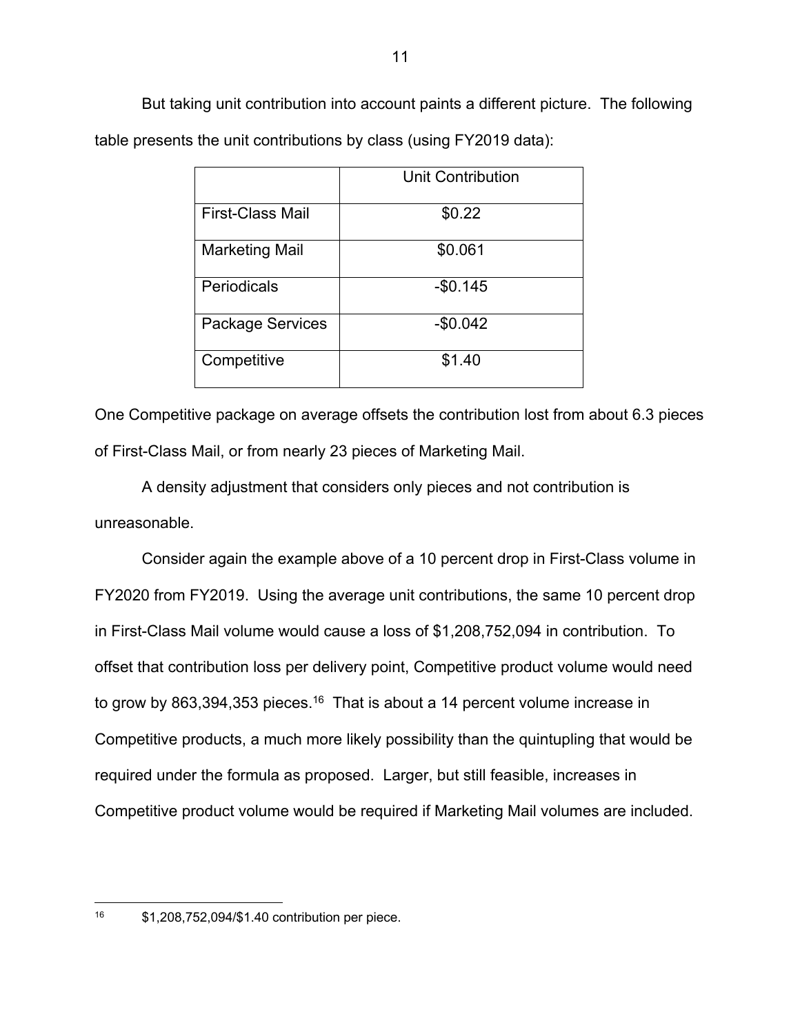But taking unit contribution into account paints a different picture. The following table presents the unit contributions by class (using FY2019 data):

| | Unit Contribution |
|---|---|
| First-Class Mail | $0.22 |
| Marketing Mail | $0.061 |
| Periodicals | -$0.145 |
| Package Services | -$0.042 |
| Competitive | $1.40 |

One Competitive package on average offsets the contribution lost from about 6.3 pieces of First-Class Mail, or from nearly 23 pieces of Marketing Mail.

A density adjustment that considers only pieces and not contribution is unreasonable.

Consider again the example above of a 10 percent drop in First-Class volume in FY2020 from FY2019. Using the average unit contributions, the same 10 percent drop in First-Class Mail volume would cause a loss of $1,208,752,094 in contribution. To offset that contribution loss per delivery point, Competitive product volume would need to grow by 863,394,353 pieces.[16] That is about a 14 percent volume increase in Competitive products, a much more likely possibility than the quintupling that would be required under the formula as proposed. Larger, but still feasible, increases in Competitive product volume would be required if Marketing Mail volumes are included.

[16] $1,208,752,094/$1.40 contribution per piece.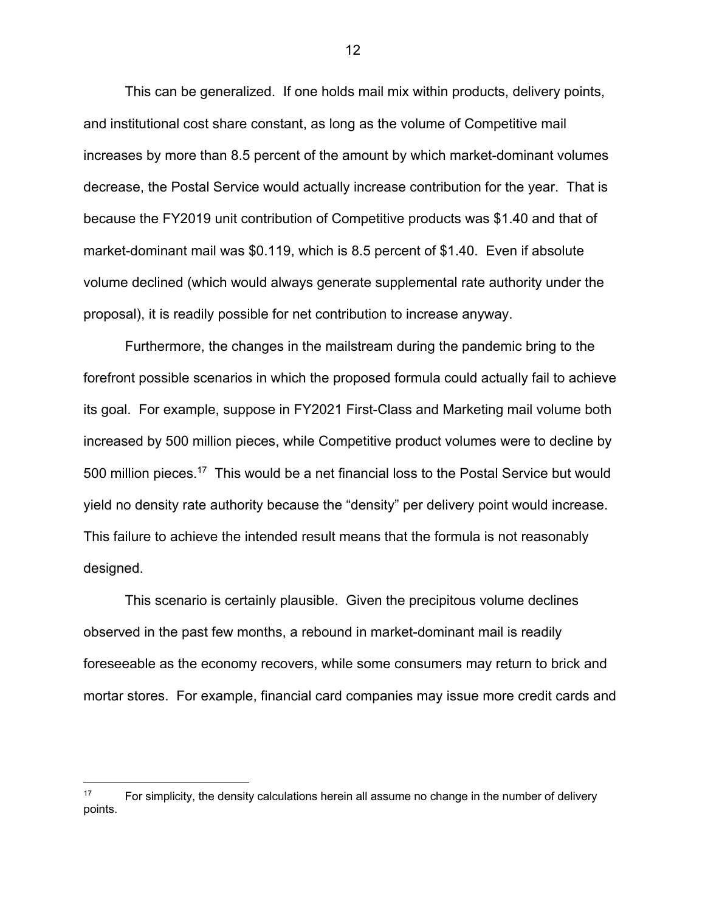This can be generalized. If one holds mail mix within products, delivery points, and institutional cost share constant, as long as the volume of Competitive mail increases by more than 8.5 percent of the amount by which market-dominant volumes decrease, the Postal Service would actually increase contribution for the year. That is because the FY2019 unit contribution of Competitive products was $1.40 and that of market-dominant mail was $0.119, which is 8.5 percent of $1.40. Even if absolute volume declined (which would always generate supplemental rate authority under the proposal), it is readily possible for net contribution to increase anyway.

Furthermore, the changes in the mailstream during the pandemic bring to the forefront possible scenarios in which the proposed formula could actually fail to achieve its goal. For example, suppose in FY2021 First-Class and Marketing mail volume both increased by 500 million pieces, while Competitive product volumes were to decline by 500 million pieces.[17] This would be a net financial loss to the Postal Service but would yield no density rate authority because the "density" per delivery point would increase. This failure to achieve the intended result means that the formula is not reasonably designed.

This scenario is certainly plausible. Given the precipitous volume declines observed in the past few months, a rebound in market-dominant mail is readily foreseeable as the economy recovers, while some consumers may return to brick and mortar stores. For example, financial card companies may issue more credit cards and

---

[17] For simplicity, the density calculations herein all assume no change in the number of delivery points.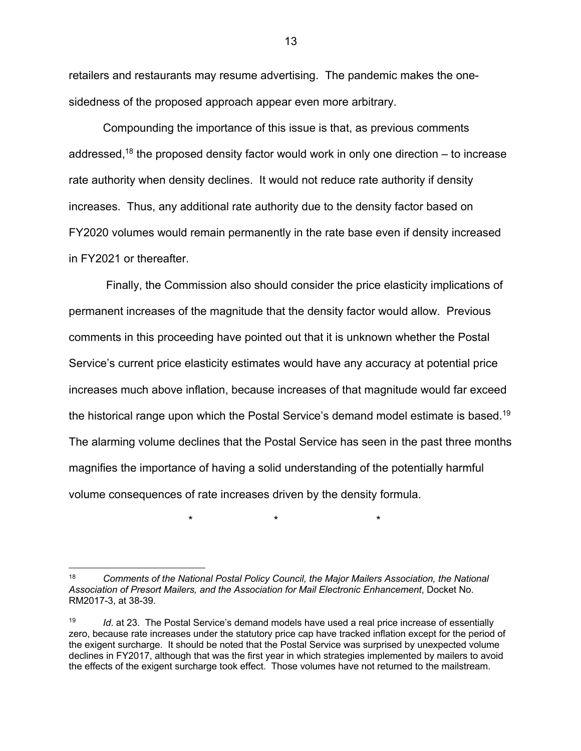retailers and restaurants may resume advertising. The pandemic makes the one-sidedness of the proposed approach appear even more arbitrary.

Compounding the importance of this issue is that, as previous comments addressed,[18] the proposed density factor would work in only one direction – to increase rate authority when density declines. It would not reduce rate authority if density increases. Thus, any additional rate authority due to the density factor based on FY2020 volumes would remain permanently in the rate base even if density increased in FY2021 or thereafter.

Finally, the Commission also should consider the price elasticity implications of permanent increases of the magnitude that the density factor would allow. Previous comments in this proceeding have pointed out that it is unknown whether the Postal Service's current price elasticity estimates would have any accuracy at potential price increases much above inflation, because increases of that magnitude would far exceed the historical range upon which the Postal Service's demand model estimate is based.[19] The alarming volume declines that the Postal Service has seen in the past three months magnifies the importance of having a solid understanding of the potentially harmful volume consequences of rate increases driven by the density formula.

\* \* \*

---

[18] *Comments of the National Postal Policy Council, the Major Mailers Association, the National Association of Presort Mailers, and the Association for Mail Electronic Enhancement*, Docket No. RM2017-3, at 38-39.

[19] *Id*. at 23. The Postal Service's demand models have used a real price increase of essentially zero, because rate increases under the statutory price cap have tracked inflation except for the period of the exigent surcharge. It should be noted that the Postal Service was surprised by unexpected volume declines in FY2017, although that was the first year in which strategies implemented by mailers to avoid the effects of the exigent surcharge took effect. Those volumes have not returned to the mailstream.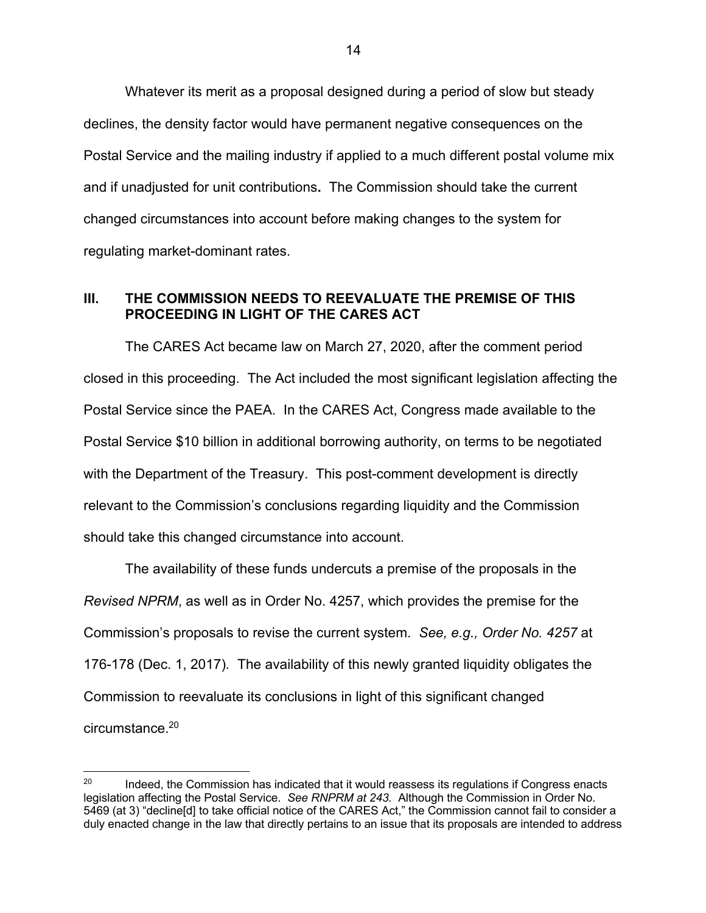Whatever its merit as a proposal designed during a period of slow but steady declines, the density factor would have permanent negative consequences on the Postal Service and the mailing industry if applied to a much different postal volume mix and if unadjusted for unit contributions**.** The Commission should take the current changed circumstances into account before making changes to the system for regulating market-dominant rates.

## III. THE COMMISSION NEEDS TO REEVALUATE THE PREMISE OF THIS PROCEEDING IN LIGHT OF THE CARES ACT

The CARES Act became law on March 27, 2020, after the comment period closed in this proceeding. The Act included the most significant legislation affecting the Postal Service since the PAEA. In the CARES Act, Congress made available to the Postal Service $10 billion in additional borrowing authority, on terms to be negotiated with the Department of the Treasury. This post-comment development is directly relevant to the Commission's conclusions regarding liquidity and the Commission should take this changed circumstance into account.

The availability of these funds undercuts a premise of the proposals in the *Revised NPRM*, as well as in Order No. 4257, which provides the premise for the Commission's proposals to revise the current system. *See, e.g., Order No. 4257* at 176-178 (Dec. 1, 2017)*.* The availability of this newly granted liquidity obligates the Commission to reevaluate its conclusions in light of this significant changed circumstance.[20]

[20] Indeed, the Commission has indicated that it would reassess its regulations if Congress enacts legislation affecting the Postal Service. *See RNPRM at 243.* Although the Commission in Order No. 5469 (at 3) "decline[d] to take official notice of the CARES Act," the Commission cannot fail to consider a duly enacted change in the law that directly pertains to an issue that its proposals are intended to address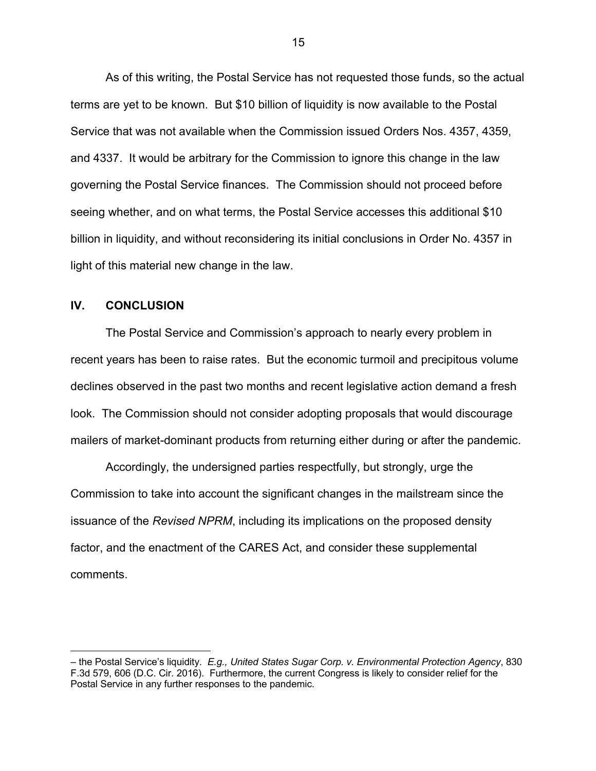As of this writing, the Postal Service has not requested those funds, so the actual terms are yet to be known. But $10 billion of liquidity is now available to the Postal Service that was not available when the Commission issued Orders Nos. 4357, 4359, and 4337. It would be arbitrary for the Commission to ignore this change in the law governing the Postal Service finances. The Commission should not proceed before seeing whether, and on what terms, the Postal Service accesses this additional $10 billion in liquidity, and without reconsidering its initial conclusions in Order No. 4357 in light of this material new change in the law.

## IV. CONCLUSION

The Postal Service and Commission's approach to nearly every problem in recent years has been to raise rates. But the economic turmoil and precipitous volume declines observed in the past two months and recent legislative action demand a fresh look. The Commission should not consider adopting proposals that would discourage mailers of market-dominant products from returning either during or after the pandemic.

Accordingly, the undersigned parties respectfully, but strongly, urge the Commission to take into account the significant changes in the mailstream since the issuance of the *Revised NPRM*, including its implications on the proposed density factor, and the enactment of the CARES Act, and consider these supplemental comments.

---

– the Postal Service's liquidity. *E.g., United States Sugar Corp. v. Environmental Protection Agency*, 830 F.3d 579, 606 (D.C. Cir. 2016). Furthermore, the current Congress is likely to consider relief for the Postal Service in any further responses to the pandemic.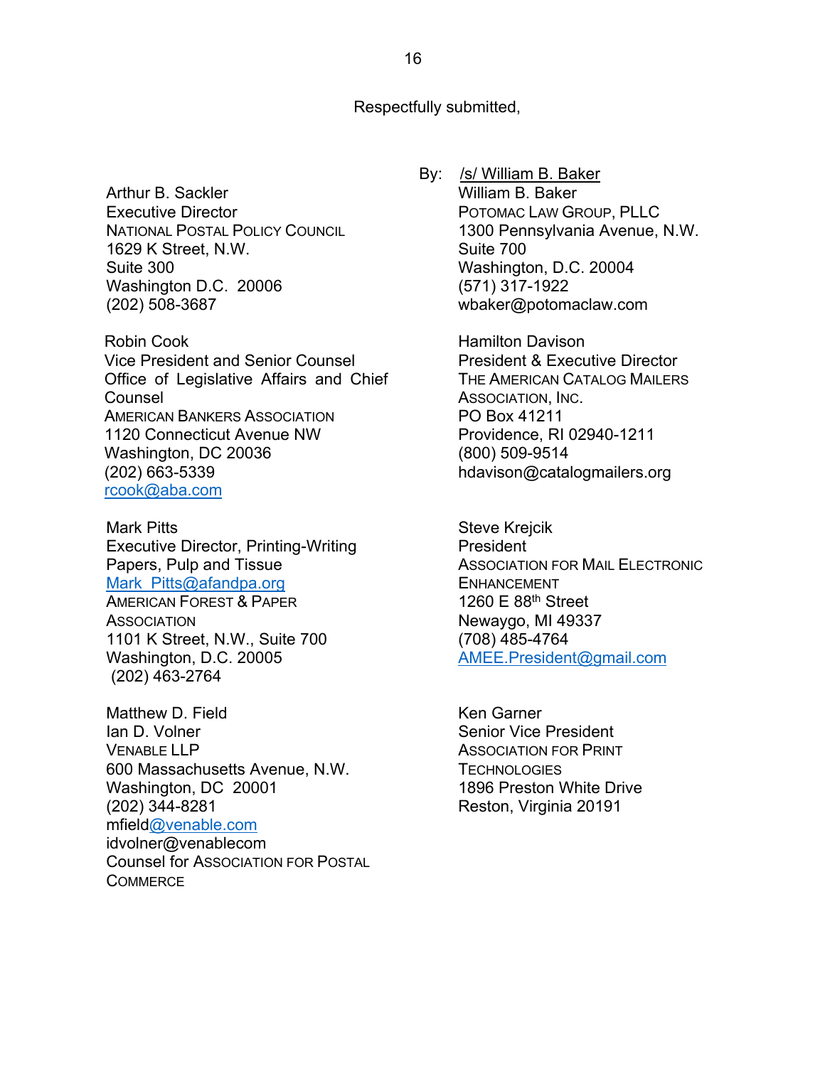Respectfully submitted,

By: /s/ William B. Baker
William B. Baker
POTOMAC LAW GROUP, PLLC
1300 Pennsylvania Avenue, N.W.
Suite 700
Washington, D.C. 20004
(571) 317-1922
wbaker@potomaclaw.com

Arthur B. Sackler
Executive Director
NATIONAL POSTAL POLICY COUNCIL
1629 K Street, N.W.
Suite 300
Washington D.C. 20006
(202) 508-3687

Robin Cook
Vice President and Senior Counsel
Office of Legislative Affairs and Chief Counsel
AMERICAN BANKERS ASSOCIATION
1120 Connecticut Avenue NW
Washington, DC 20036
(202) 663-5339
rcook@aba.com

Hamilton Davison
President & Executive Director
THE AMERICAN CATALOG MAILERS ASSOCIATION, INC.
PO Box 41211
Providence, RI 02940-1211
(800) 509-9514
hdavison@catalogmailers.org

Mark Pitts
Executive Director, Printing-Writing Papers, Pulp and Tissue
Mark_Pitts@afandpa.org
AMERICAN FOREST & PAPER ASSOCIATION
1101 K Street, N.W., Suite 700
Washington, D.C. 20005
(202) 463-2764

Steve Krejcik
President
ASSOCIATION FOR MAIL ELECTRONIC ENHANCEMENT
1260 E 88th Street
Newaygo, MI 49337
(708) 485-4764
AMEE.President@gmail.com

Matthew D. Field
Ian D. Volner
VENABLE LLP
600 Massachusetts Avenue, N.W.
Washington, DC 20001
(202) 344-8281
mfield@venable.com
idvolner@venablecom
Counsel for ASSOCIATION FOR POSTAL COMMERCE

Ken Garner
Senior Vice President
ASSOCIATION FOR PRINT TECHNOLOGIES
1896 Preston White Drive
Reston, Virginia 20191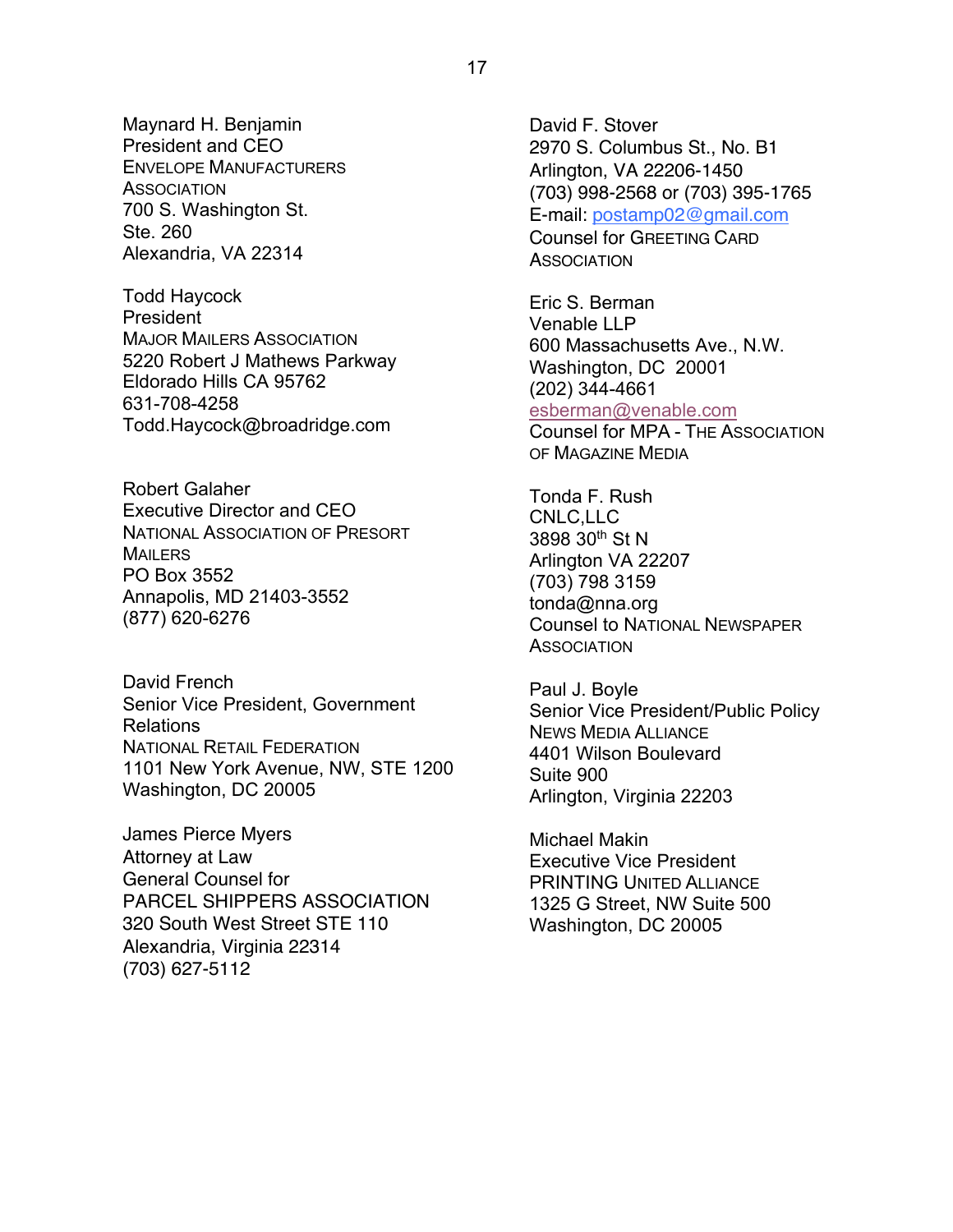Maynard H. Benjamin
President and CEO
ENVELOPE MANUFACTURERS ASSOCIATION
700 S. Washington St.
Ste. 260
Alexandria, VA 22314

Todd Haycock
President
MAJOR MAILERS ASSOCIATION
5220 Robert J Mathews Parkway
Eldorado Hills CA 95762
631-708-4258
Todd.Haycock@broadridge.com

Robert Galaher
Executive Director and CEO
NATIONAL ASSOCIATION OF PRESORT MAILERS
PO Box 3552
Annapolis, MD 21403-3552
(877) 620-6276

David French
Senior Vice President, Government Relations
NATIONAL RETAIL FEDERATION
1101 New York Avenue, NW, STE 1200
Washington, DC 20005

James Pierce Myers
Attorney at Law
General Counsel for
PARCEL SHIPPERS ASSOCIATION
320 South West Street STE 110
Alexandria, Virginia 22314
(703) 627-5112

David F. Stover
2970 S. Columbus St., No. B1
Arlington, VA 22206-1450
(703) 998-2568 or (703) 395-1765
E-mail: postamp02@gmail.com
Counsel for GREETING CARD ASSOCIATION

Eric S. Berman
Venable LLP
600 Massachusetts Ave., N.W.
Washington, DC 20001
(202) 344-4661
esberman@venable.com
Counsel for MPA - THE ASSOCIATION OF MAGAZINE MEDIA

Tonda F. Rush
CNLC,LLC
3898 30th St N
Arlington VA 22207
(703) 798 3159
tonda@nna.org
Counsel to NATIONAL NEWSPAPER ASSOCIATION

Paul J. Boyle
Senior Vice President/Public Policy
NEWS MEDIA ALLIANCE
4401 Wilson Boulevard
Suite 900
Arlington, Virginia 22203

Michael Makin
Executive Vice President
PRINTING UNITED ALLIANCE
1325 G Street, NW Suite 500
Washington, DC 20005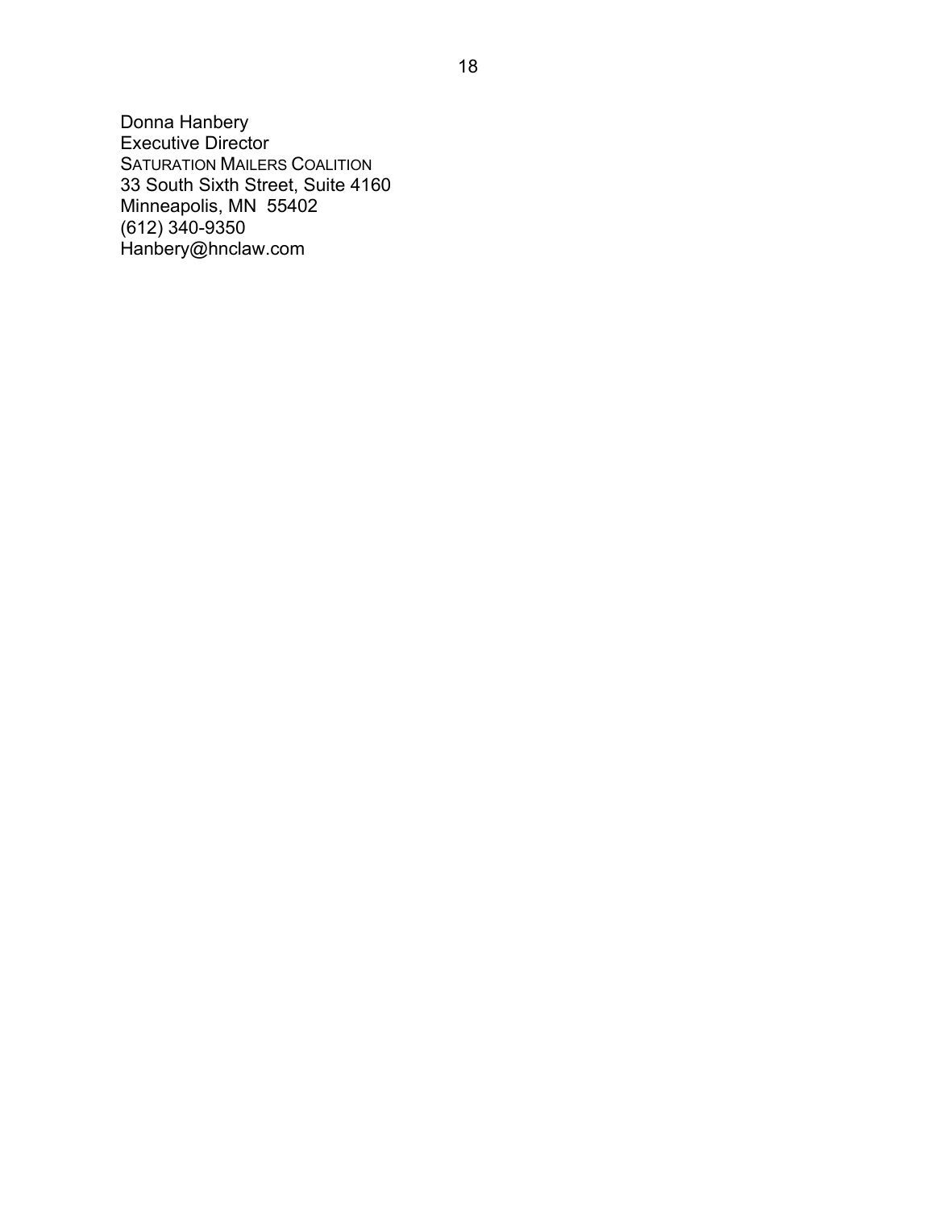Donna Hanbery  
Executive Director  
SATURATION MAILERS COALITION  
33 South Sixth Street, Suite 4160  
Minneapolis, MN 55402  
(612) 340-9350  
Hanbery@hnclaw.com